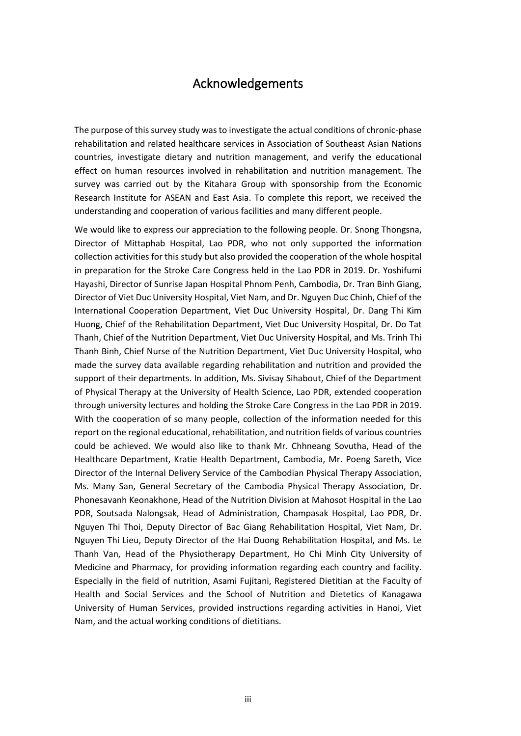# Acknowledgements

The purpose of this survey study was to investigate the actual conditions of chronic-phase rehabilitation and related healthcare services in Association of Southeast Asian Nations countries, investigate dietary and nutrition management, and verify the educational effect on human resources involved in rehabilitation and nutrition management. The survey was carried out by the Kitahara Group with sponsorship from the Economic Research Institute for ASEAN and East Asia. To complete this report, we received the understanding and cooperation of various facilities and many different people.

We would like to express our appreciation to the following people. Dr. Snong Thongsna, Director of Mittaphab Hospital, Lao PDR, who not only supported the information collection activities for this study but also provided the cooperation of the whole hospital in preparation for the Stroke Care Congress held in the Lao PDR in 2019. Dr. Yoshifumi Hayashi, Director of Sunrise Japan Hospital Phnom Penh, Cambodia, Dr. Tran Binh Giang, Director of Viet Duc University Hospital, Viet Nam, and Dr. Nguyen Duc Chinh, Chief of the International Cooperation Department, Viet Duc University Hospital, Dr. Dang Thi Kim Huong, Chief of the Rehabilitation Department, Viet Duc University Hospital, Dr. Do Tat Thanh, Chief of the Nutrition Department, Viet Duc University Hospital, and Ms. Trinh Thi Thanh Binh, Chief Nurse of the Nutrition Department, Viet Duc University Hospital, who made the survey data available regarding rehabilitation and nutrition and provided the support of their departments. In addition, Ms. Sivisay Sihabout, Chief of the Department of Physical Therapy at the University of Health Science, Lao PDR, extended cooperation through university lectures and holding the Stroke Care Congress in the Lao PDR in 2019. With the cooperation of so many people, collection of the information needed for this report on the regional educational, rehabilitation, and nutrition fields of various countries could be achieved. We would also like to thank Mr. Chhneang Sovutha, Head of the Healthcare Department, Kratie Health Department, Cambodia, Mr. Poeng Sareth, Vice Director of the Internal Delivery Service of the Cambodian Physical Therapy Association, Ms. Many San, General Secretary of the Cambodia Physical Therapy Association, Dr. Phonesavanh Keonakhone, Head of the Nutrition Division at Mahosot Hospital in the Lao PDR, Soutsada Nalongsak, Head of Administration, Champasak Hospital, Lao PDR, Dr. Nguyen Thi Thoi, Deputy Director of Bac Giang Rehabilitation Hospital, Viet Nam, Dr. Nguyen Thi Lieu, Deputy Director of the Hai Duong Rehabilitation Hospital, and Ms. Le Thanh Van, Head of the Physiotherapy Department, Ho Chi Minh City University of Medicine and Pharmacy, for providing information regarding each country and facility. Especially in the field of nutrition, Asami Fujitani, Registered Dietitian at the Faculty of Health and Social Services and the School of Nutrition and Dietetics of Kanagawa University of Human Services, provided instructions regarding activities in Hanoi, Viet Nam, and the actual working conditions of dietitians.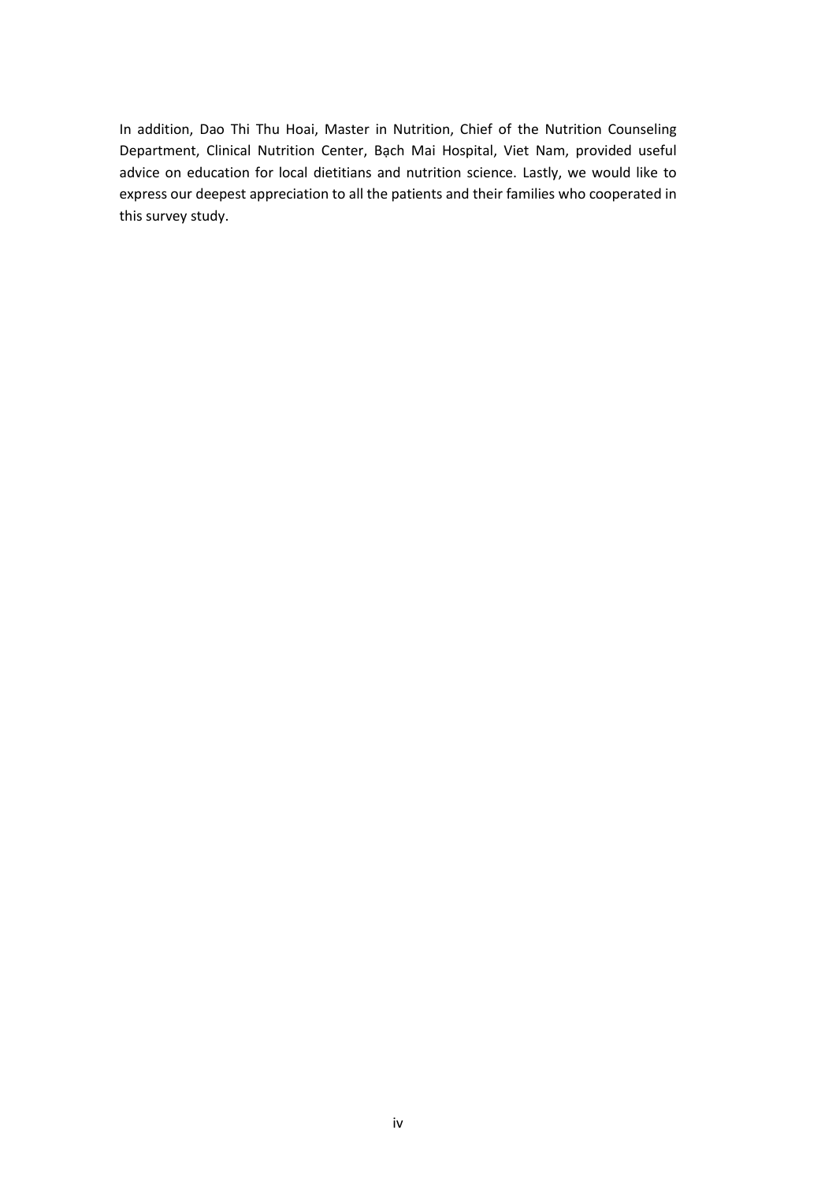In addition, Dao Thi Thu Hoai, Master in Nutrition, Chief of the Nutrition Counseling Department, Clinical Nutrition Center, Bạch Mai Hospital, Viet Nam, provided useful advice on education for local dietitians and nutrition science. Lastly, we would like to express our deepest appreciation to all the patients and their families who cooperated in this survey study.